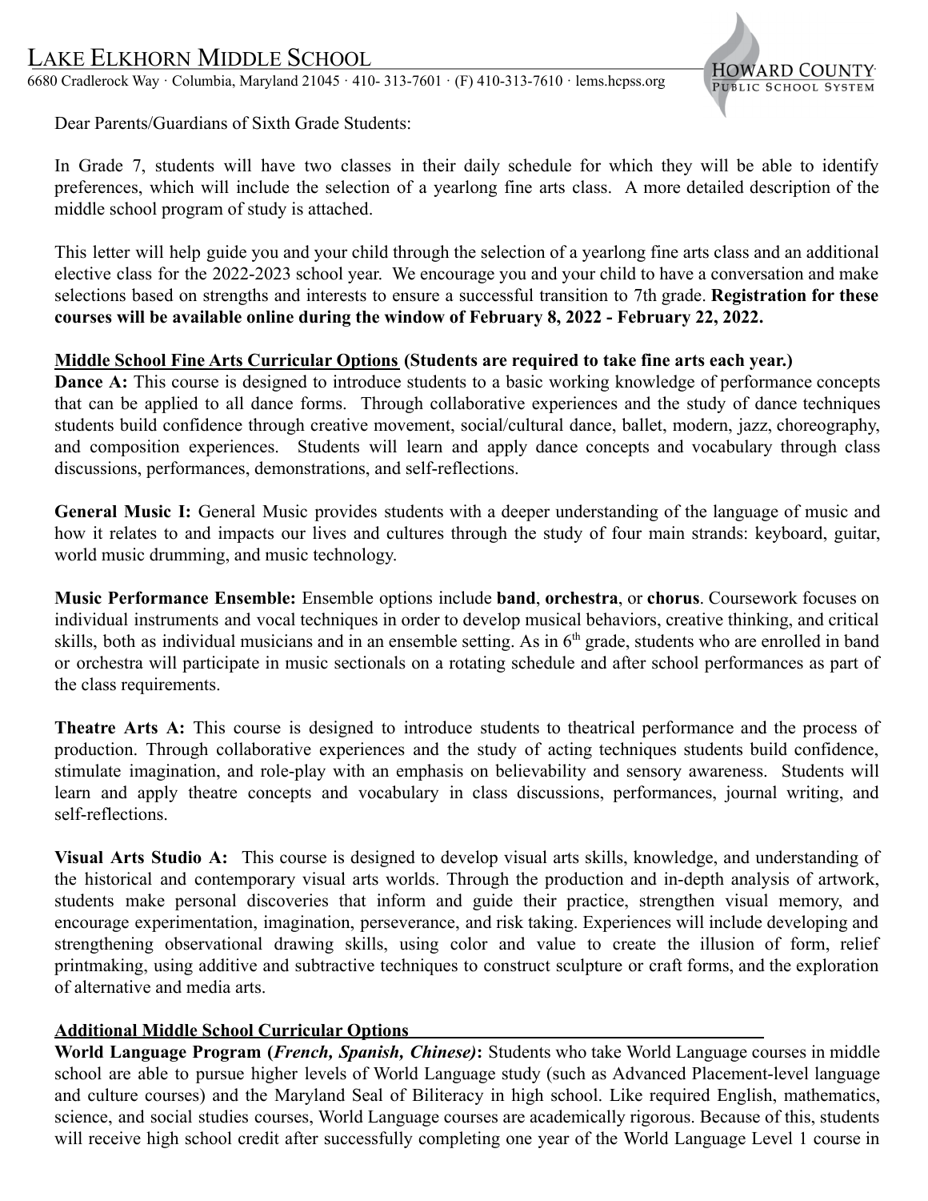# LAKE ELKHORN MIDDLE SCHOOL

6680 Cradlerock Way · Columbia, Maryland 21045 · 410- 313-7601 · (F) 410-313-7610 · lems.hcpss.org

HOWARD COUNTY PUBLIC SCHOOL SYSTEM

Dear Parents/Guardians of Sixth Grade Students:

In Grade 7, students will have two classes in their daily schedule for which they will be able to identify preferences, which will include the selection of a yearlong fine arts class. A more detailed description of the middle school program of study is attached.

This letter will help guide you and your child through the selection of a yearlong fine arts class and an additional elective class for the 2022-2023 school year. We encourage you and your child to have a conversation and make selections based on strengths and interests to ensure a successful transition to 7th grade. **Registration for these courses will be available online during the window of February 8, 2022 - February 22, 2022.**

**Middle School Fine Arts Curricular Options (Students are required to take fine arts each year.)**

**Dance A:** This course is designed to introduce students to a basic working knowledge of performance concepts that can be applied to all dance forms. Through collaborative experiences and the study of dance techniques students build confidence through creative movement, social/cultural dance, ballet, modern, jazz, choreography, and composition experiences. Students will learn and apply dance concepts and vocabulary through class discussions, performances, demonstrations, and self-reflections.

**General Music I:** General Music provides students with a deeper understanding of the language of music and how it relates to and impacts our lives and cultures through the study of four main strands: keyboard, guitar, world music drumming, and music technology.

**Music Performance Ensemble:** Ensemble options include **band**, **orchestra**, or **chorus**. Coursework focuses on individual instruments and vocal techniques in order to develop musical behaviors, creative thinking, and critical skills, both as individual musicians and in an ensemble setting. As in 6th grade, students who are enrolled in band or orchestra will participate in music sectionals on a rotating schedule and after school performances as part of the class requirements.

**Theatre Arts A:** This course is designed to introduce students to theatrical performance and the process of production. Through collaborative experiences and the study of acting techniques students build confidence, stimulate imagination, and role-play with an emphasis on believability and sensory awareness. Students will learn and apply theatre concepts and vocabulary in class discussions, performances, journal writing, and self-reflections.

**Visual Arts Studio A:** This course is designed to develop visual arts skills, knowledge, and understanding of the historical and contemporary visual arts worlds. Through the production and in-depth analysis of artwork, students make personal discoveries that inform and guide their practice, strengthen visual memory, and encourage experimentation, imagination, perseverance, and risk taking. Experiences will include developing and strengthening observational drawing skills, using color and value to create the illusion of form, relief printmaking, using additive and subtractive techniques to construct sculpture or craft forms, and the exploration of alternative and media arts.

**Additional Middle School Curricular Options**

**World Language Program (*French, Spanish, Chinese*):** Students who take World Language courses in middle school are able to pursue higher levels of World Language study (such as Advanced Placement-level language and culture courses) and the Maryland Seal of Biliteracy in high school. Like required English, mathematics, science, and social studies courses, World Language courses are academically rigorous. Because of this, students will receive high school credit after successfully completing one year of the World Language Level 1 course in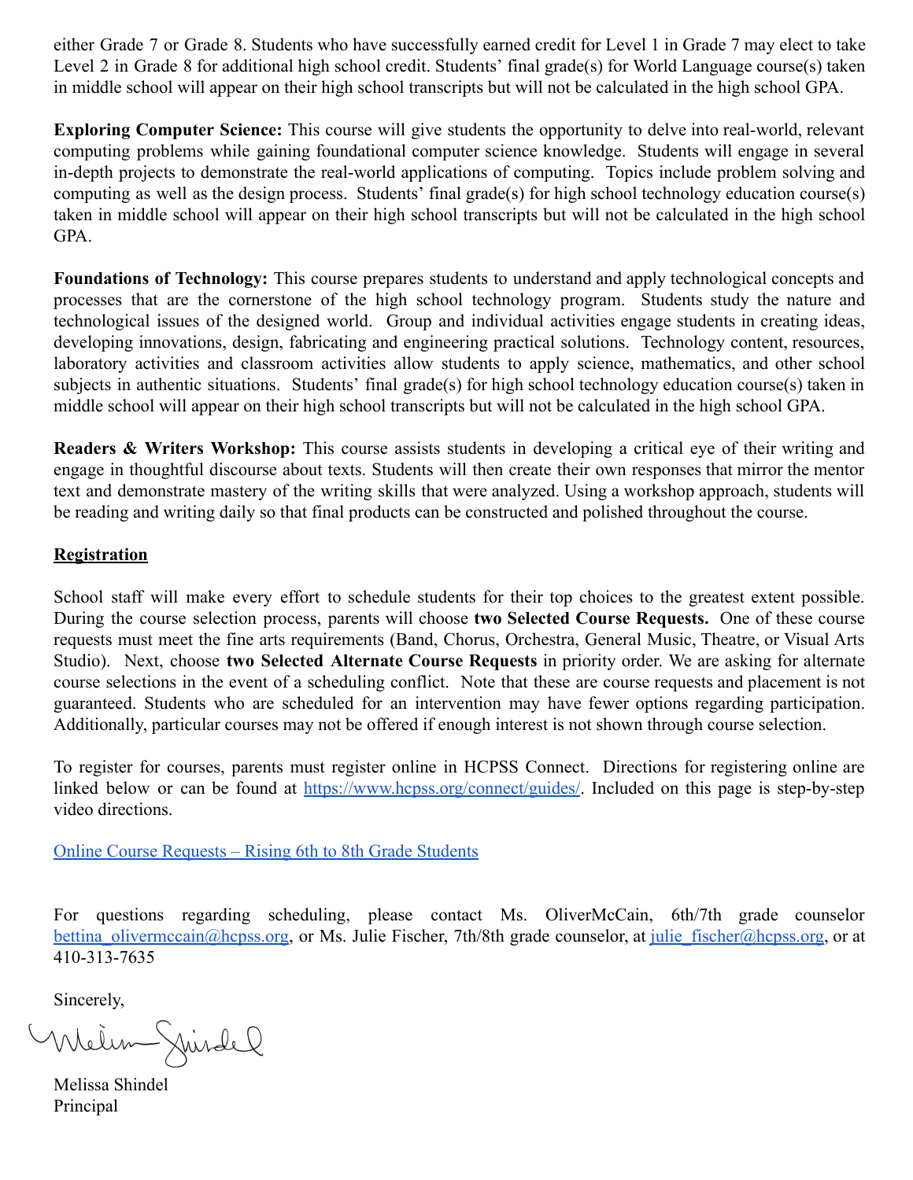either Grade 7 or Grade 8. Students who have successfully earned credit for Level 1 in Grade 7 may elect to take Level 2 in Grade 8 for additional high school credit. Students' final grade(s) for World Language course(s) taken in middle school will appear on their high school transcripts but will not be calculated in the high school GPA.

**Exploring Computer Science:** This course will give students the opportunity to delve into real-world, relevant computing problems while gaining foundational computer science knowledge. Students will engage in several in-depth projects to demonstrate the real-world applications of computing. Topics include problem solving and computing as well as the design process. Students' final grade(s) for high school technology education course(s) taken in middle school will appear on their high school transcripts but will not be calculated in the high school GPA.

**Foundations of Technology:** This course prepares students to understand and apply technological concepts and processes that are the cornerstone of the high school technology program. Students study the nature and technological issues of the designed world. Group and individual activities engage students in creating ideas, developing innovations, design, fabricating and engineering practical solutions. Technology content, resources, laboratory activities and classroom activities allow students to apply science, mathematics, and other school subjects in authentic situations. Students' final grade(s) for high school technology education course(s) taken in middle school will appear on their high school transcripts but will not be calculated in the high school GPA.

**Readers & Writers Workshop:** This course assists students in developing a critical eye of their writing and engage in thoughtful discourse about texts. Students will then create their own responses that mirror the mentor text and demonstrate mastery of the writing skills that were analyzed. Using a workshop approach, students will be reading and writing daily so that final products can be constructed and polished throughout the course.

## Registration

School staff will make every effort to schedule students for their top choices to the greatest extent possible. During the course selection process, parents will choose **two Selected Course Requests.** One of these course requests must meet the fine arts requirements (Band, Chorus, Orchestra, General Music, Theatre, or Visual Arts Studio). Next, choose **two Selected Alternate Course Requests** in priority order. We are asking for alternate course selections in the event of a scheduling conflict. Note that these are course requests and placement is not guaranteed. Students who are scheduled for an intervention may have fewer options regarding participation. Additionally, particular courses may not be offered if enough interest is not shown through course selection.

To register for courses, parents must register online in HCPSS Connect. Directions for registering online are linked below or can be found at https://www.hcpss.org/connect/guides/. Included on this page is step-by-step video directions.

Online Course Requests – Rising 6th to 8th Grade Students

For questions regarding scheduling, please contact Ms. OliverMcCain, 6th/7th grade counselor bettina_olivermccain@hcpss.org, or Ms. Julie Fischer, 7th/8th grade counselor, at julie_fischer@hcpss.org, or at 410-313-7635

Sincerely,

Melissa Shindel
Principal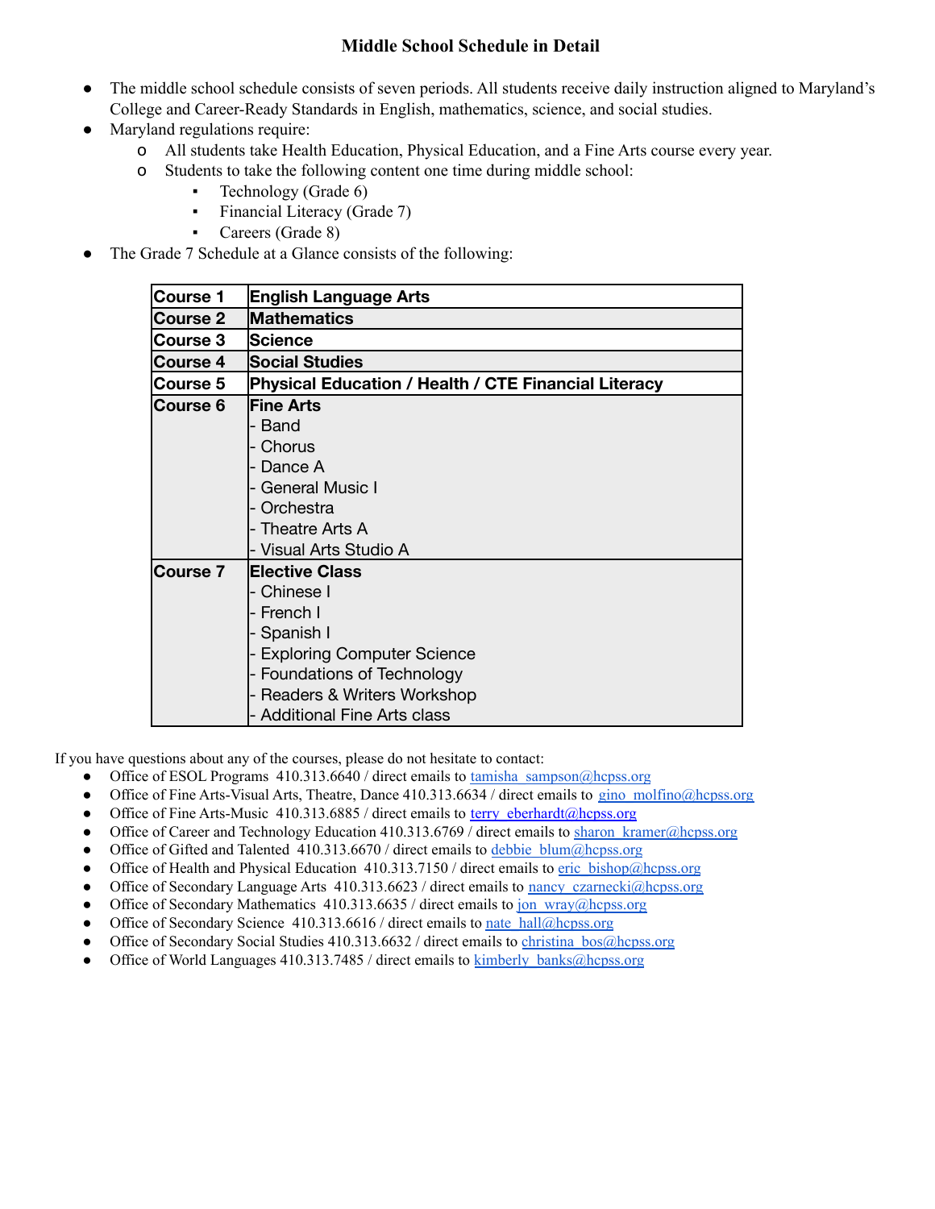# Middle School Schedule in Detail

- The middle school schedule consists of seven periods. All students receive daily instruction aligned to Maryland's College and Career-Ready Standards in English, mathematics, science, and social studies.
- Maryland regulations require:
  - All students take Health Education, Physical Education, and a Fine Arts course every year.
  - Students to take the following content one time during middle school:
    - Technology (Grade 6)
    - Financial Literacy (Grade 7)
    - Careers (Grade 8)
- The Grade 7 Schedule at a Glance consists of the following:

| | |
|---|---|
| **Course 1** | **English Language Arts** |
| **Course 2** | **Mathematics** |
| **Course 3** | **Science** |
| **Course 4** | **Social Studies** |
| **Course 5** | **Physical Education / Health / CTE Financial Literacy** |
| **Course 6** | **Fine Arts**<br>- Band<br>- Chorus<br>- Dance A<br>- General Music I<br>- Orchestra<br>- Theatre Arts A<br>- Visual Arts Studio A |
| **Course 7** | **Elective Class**<br>- Chinese I<br>- French I<br>- Spanish I<br>- Exploring Computer Science<br>- Foundations of Technology<br>- Readers & Writers Workshop<br>- Additional Fine Arts class |

If you have questions about any of the courses, please do not hesitate to contact:

- Office of ESOL Programs 410.313.6640 / direct emails to tamisha_sampson@hcpss.org
- Office of Fine Arts-Visual Arts, Theatre, Dance 410.313.6634 / direct emails to gino_molfino@hcpss.org
- Office of Fine Arts-Music 410.313.6885 / direct emails to terry_eberhardt@hcpss.org
- Office of Career and Technology Education 410.313.6769 / direct emails to sharon_kramer@hcpss.org
- Office of Gifted and Talented 410.313.6670 / direct emails to debbie_blum@hcpss.org
- Office of Health and Physical Education 410.313.7150 / direct emails to eric_bishop@hcpss.org
- Office of Secondary Language Arts 410.313.6623 / direct emails to nancy_czarnecki@hcpss.org
- Office of Secondary Mathematics 410.313.6635 / direct emails to jon_wray@hcpss.org
- Office of Secondary Science 410.313.6616 / direct emails to nate_hall@hcpss.org
- Office of Secondary Social Studies 410.313.6632 / direct emails to christina_bos@hcpss.org
- Office of World Languages 410.313.7485 / direct emails to kimberly_banks@hcpss.org